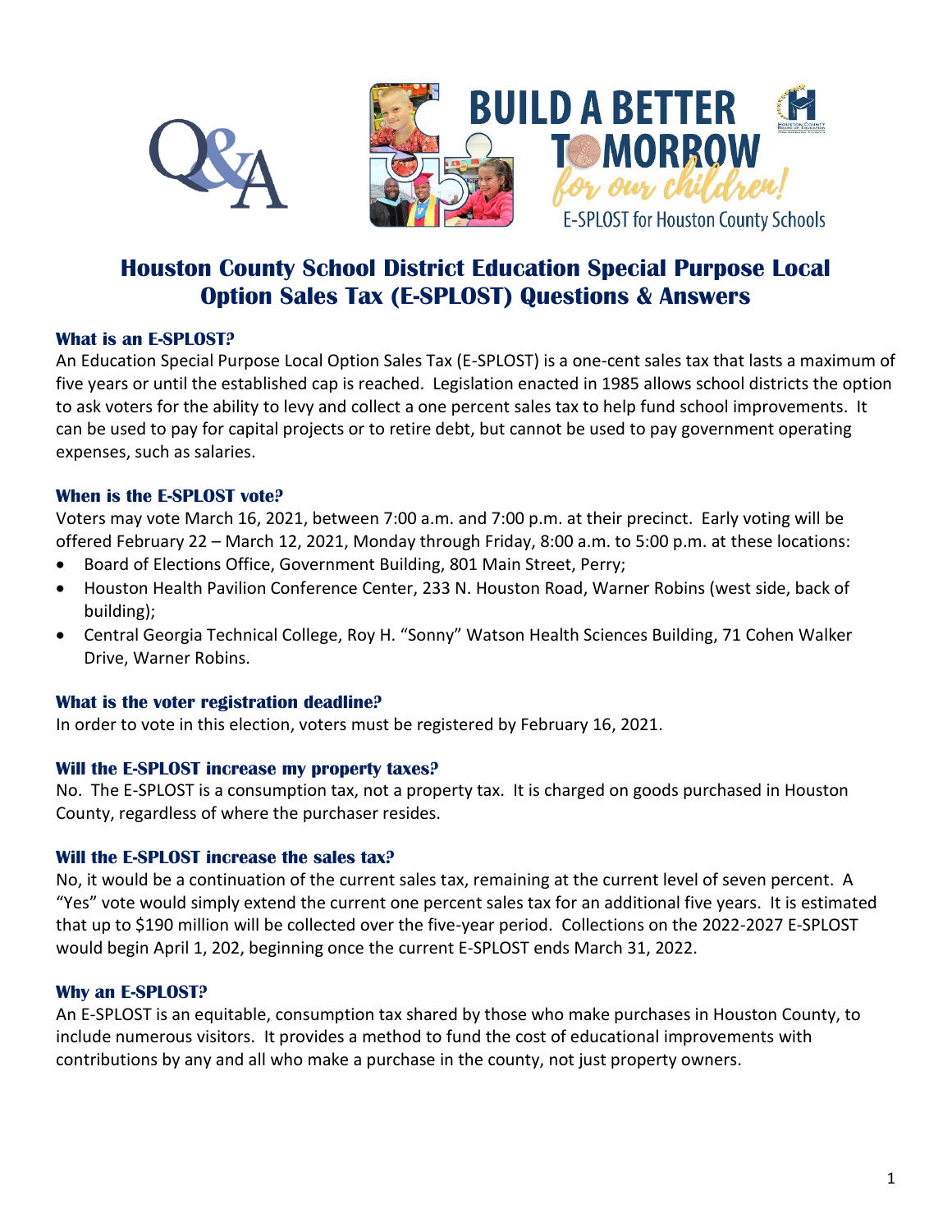Q&A

# BUILD A BETTER TOMORROW *for our children!*

E-SPLOST for Houston County Schools

# Houston County School District Education Special Purpose Local Option Sales Tax (E-SPLOST) Questions & Answers

### What is an E-SPLOST?

An Education Special Purpose Local Option Sales Tax (E-SPLOST) is a one-cent sales tax that lasts a maximum of five years or until the established cap is reached. Legislation enacted in 1985 allows school districts the option to ask voters for the ability to levy and collect a one percent sales tax to help fund school improvements. It can be used to pay for capital projects or to retire debt, but cannot be used to pay government operating expenses, such as salaries.

### When is the E-SPLOST vote?

Voters may vote March 16, 2021, between 7:00 a.m. and 7:00 p.m. at their precinct. Early voting will be offered February 22 – March 12, 2021, Monday through Friday, 8:00 a.m. to 5:00 p.m. at these locations:

- Board of Elections Office, Government Building, 801 Main Street, Perry;
- Houston Health Pavilion Conference Center, 233 N. Houston Road, Warner Robins (west side, back of building);
- Central Georgia Technical College, Roy H. "Sonny" Watson Health Sciences Building, 71 Cohen Walker Drive, Warner Robins.

### What is the voter registration deadline?

In order to vote in this election, voters must be registered by February 16, 2021.

### Will the E-SPLOST increase my property taxes?

No. The E-SPLOST is a consumption tax, not a property tax. It is charged on goods purchased in Houston County, regardless of where the purchaser resides.

### Will the E-SPLOST increase the sales tax?

No, it would be a continuation of the current sales tax, remaining at the current level of seven percent. A "Yes" vote would simply extend the current one percent sales tax for an additional five years. It is estimated that up to $190 million will be collected over the five-year period. Collections on the 2022-2027 E-SPLOST would begin April 1, 202, beginning once the current E-SPLOST ends March 31, 2022.

### Why an E-SPLOST?

An E-SPLOST is an equitable, consumption tax shared by those who make purchases in Houston County, to include numerous visitors. It provides a method to fund the cost of educational improvements with contributions by any and all who make a purchase in the county, not just property owners.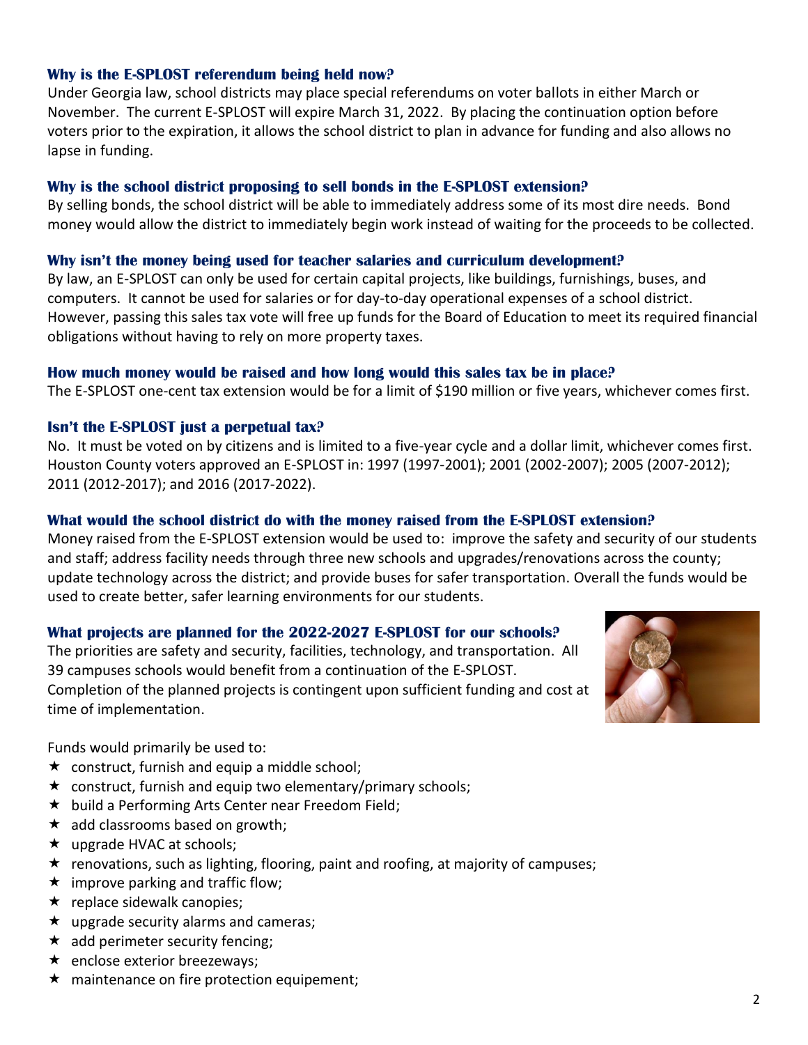### Why is the E-SPLOST referendum being held now?

Under Georgia law, school districts may place special referendums on voter ballots in either March or November. The current E-SPLOST will expire March 31, 2022. By placing the continuation option before voters prior to the expiration, it allows the school district to plan in advance for funding and also allows no lapse in funding.

### Why is the school district proposing to sell bonds in the E-SPLOST extension?

By selling bonds, the school district will be able to immediately address some of its most dire needs. Bond money would allow the district to immediately begin work instead of waiting for the proceeds to be collected.

### Why isn't the money being used for teacher salaries and curriculum development?

By law, an E-SPLOST can only be used for certain capital projects, like buildings, furnishings, buses, and computers. It cannot be used for salaries or for day-to-day operational expenses of a school district. However, passing this sales tax vote will free up funds for the Board of Education to meet its required financial obligations without having to rely on more property taxes.

### How much money would be raised and how long would this sales tax be in place?

The E-SPLOST one-cent tax extension would be for a limit of $190 million or five years, whichever comes first.

### Isn't the E-SPLOST just a perpetual tax?

No. It must be voted on by citizens and is limited to a five-year cycle and a dollar limit, whichever comes first. Houston County voters approved an E-SPLOST in: 1997 (1997-2001); 2001 (2002-2007); 2005 (2007-2012); 2011 (2012-2017); and 2016 (2017-2022).

### What would the school district do with the money raised from the E-SPLOST extension?

Money raised from the E-SPLOST extension would be used to: improve the safety and security of our students and staff; address facility needs through three new schools and upgrades/renovations across the county; update technology across the district; and provide buses for safer transportation. Overall the funds would be used to create better, safer learning environments for our students.

### What projects are planned for the 2022-2027 E-SPLOST for our schools?

The priorities are safety and security, facilities, technology, and transportation. All 39 campuses schools would benefit from a continuation of the E-SPLOST. Completion of the planned projects is contingent upon sufficient funding and cost at time of implementation.

Funds would primarily be used to:

- construct, furnish and equip a middle school;
- construct, furnish and equip two elementary/primary schools;
- build a Performing Arts Center near Freedom Field;
- add classrooms based on growth;
- upgrade HVAC at schools;
- renovations, such as lighting, flooring, paint and roofing, at majority of campuses;
- improve parking and traffic flow;
- replace sidewalk canopies;
- upgrade security alarms and cameras;
- add perimeter security fencing;
- enclose exterior breezeways;
- maintenance on fire protection equipement;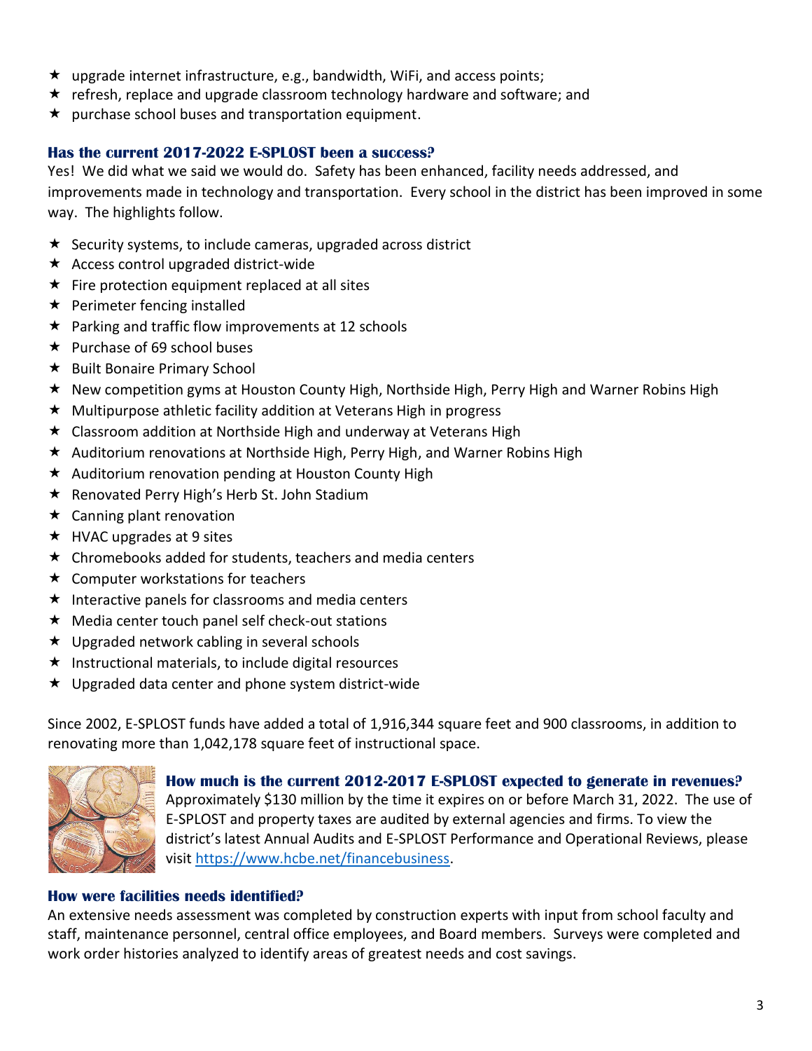- upgrade internet infrastructure, e.g., bandwidth, WiFi, and access points;
- refresh, replace and upgrade classroom technology hardware and software; and
- purchase school buses and transportation equipment.

### Has the current 2017-2022 E-SPLOST been a success?

Yes! We did what we said we would do. Safety has been enhanced, facility needs addressed, and improvements made in technology and transportation. Every school in the district has been improved in some way. The highlights follow.

- Security systems, to include cameras, upgraded across district
- Access control upgraded district-wide
- Fire protection equipment replaced at all sites
- Perimeter fencing installed
- Parking and traffic flow improvements at 12 schools
- Purchase of 69 school buses
- Built Bonaire Primary School
- New competition gyms at Houston County High, Northside High, Perry High and Warner Robins High
- Multipurpose athletic facility addition at Veterans High in progress
- Classroom addition at Northside High and underway at Veterans High
- Auditorium renovations at Northside High, Perry High, and Warner Robins High
- Auditorium renovation pending at Houston County High
- Renovated Perry High's Herb St. John Stadium
- Canning plant renovation
- HVAC upgrades at 9 sites
- Chromebooks added for students, teachers and media centers
- Computer workstations for teachers
- Interactive panels for classrooms and media centers
- Media center touch panel self check-out stations
- Upgraded network cabling in several schools
- Instructional materials, to include digital resources
- Upgraded data center and phone system district-wide

Since 2002, E-SPLOST funds have added a total of 1,916,344 square feet and 900 classrooms, in addition to renovating more than 1,042,178 square feet of instructional space.

### How much is the current 2012-2017 E-SPLOST expected to generate in revenues?

Approximately $130 million by the time it expires on or before March 31, 2022. The use of E-SPLOST and property taxes are audited by external agencies and firms. To view the district's latest Annual Audits and E-SPLOST Performance and Operational Reviews, please visit https://www.hcbe.net/financebusiness.

### How were facilities needs identified?

An extensive needs assessment was completed by construction experts with input from school faculty and staff, maintenance personnel, central office employees, and Board members. Surveys were completed and work order histories analyzed to identify areas of greatest needs and cost savings.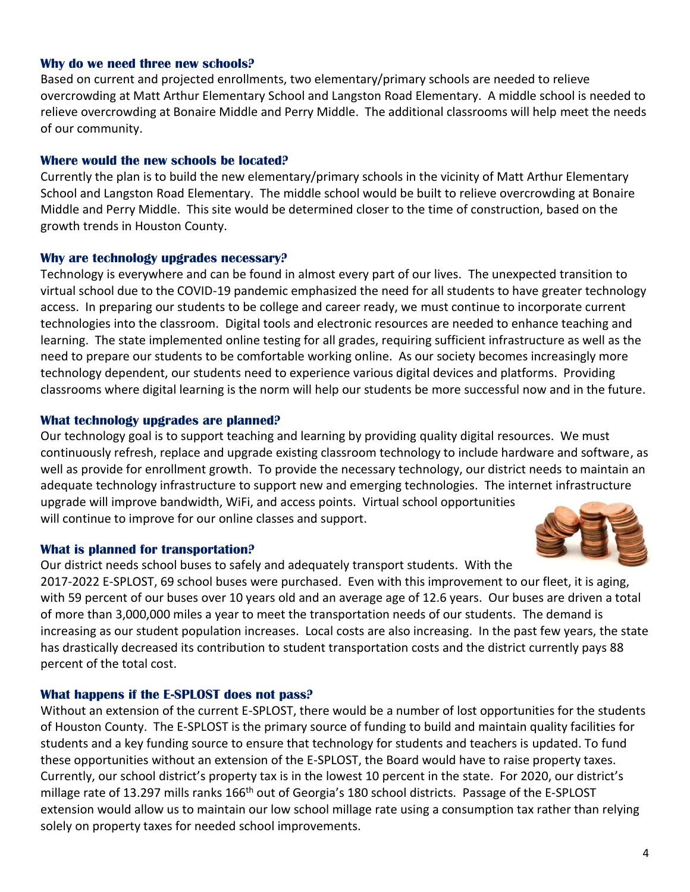### Why do we need three new schools?

Based on current and projected enrollments, two elementary/primary schools are needed to relieve overcrowding at Matt Arthur Elementary School and Langston Road Elementary. A middle school is needed to relieve overcrowding at Bonaire Middle and Perry Middle. The additional classrooms will help meet the needs of our community.

### Where would the new schools be located?

Currently the plan is to build the new elementary/primary schools in the vicinity of Matt Arthur Elementary School and Langston Road Elementary. The middle school would be built to relieve overcrowding at Bonaire Middle and Perry Middle. This site would be determined closer to the time of construction, based on the growth trends in Houston County.

### Why are technology upgrades necessary?

Technology is everywhere and can be found in almost every part of our lives. The unexpected transition to virtual school due to the COVID-19 pandemic emphasized the need for all students to have greater technology access. In preparing our students to be college and career ready, we must continue to incorporate current technologies into the classroom. Digital tools and electronic resources are needed to enhance teaching and learning. The state implemented online testing for all grades, requiring sufficient infrastructure as well as the need to prepare our students to be comfortable working online. As our society becomes increasingly more technology dependent, our students need to experience various digital devices and platforms. Providing classrooms where digital learning is the norm will help our students be more successful now and in the future.

### What technology upgrades are planned?

Our technology goal is to support teaching and learning by providing quality digital resources. We must continuously refresh, replace and upgrade existing classroom technology to include hardware and software, as well as provide for enrollment growth. To provide the necessary technology, our district needs to maintain an adequate technology infrastructure to support new and emerging technologies. The internet infrastructure upgrade will improve bandwidth, WiFi, and access points. Virtual school opportunities will continue to improve for our online classes and support.

### What is planned for transportation?

Our district needs school buses to safely and adequately transport students. With the 2017-2022 E-SPLOST, 69 school buses were purchased. Even with this improvement to our fleet, it is aging, with 59 percent of our buses over 10 years old and an average age of 12.6 years. Our buses are driven a total of more than 3,000,000 miles a year to meet the transportation needs of our students. The demand is increasing as our student population increases. Local costs are also increasing. In the past few years, the state has drastically decreased its contribution to student transportation costs and the district currently pays 88 percent of the total cost.

### What happens if the E-SPLOST does not pass?

Without an extension of the current E-SPLOST, there would be a number of lost opportunities for the students of Houston County. The E-SPLOST is the primary source of funding to build and maintain quality facilities for students and a key funding source to ensure that technology for students and teachers is updated. To fund these opportunities without an extension of the E-SPLOST, the Board would have to raise property taxes. Currently, our school district's property tax is in the lowest 10 percent in the state. For 2020, our district's millage rate of 13.297 mills ranks 166th out of Georgia's 180 school districts. Passage of the E-SPLOST extension would allow us to maintain our low school millage rate using a consumption tax rather than relying solely on property taxes for needed school improvements.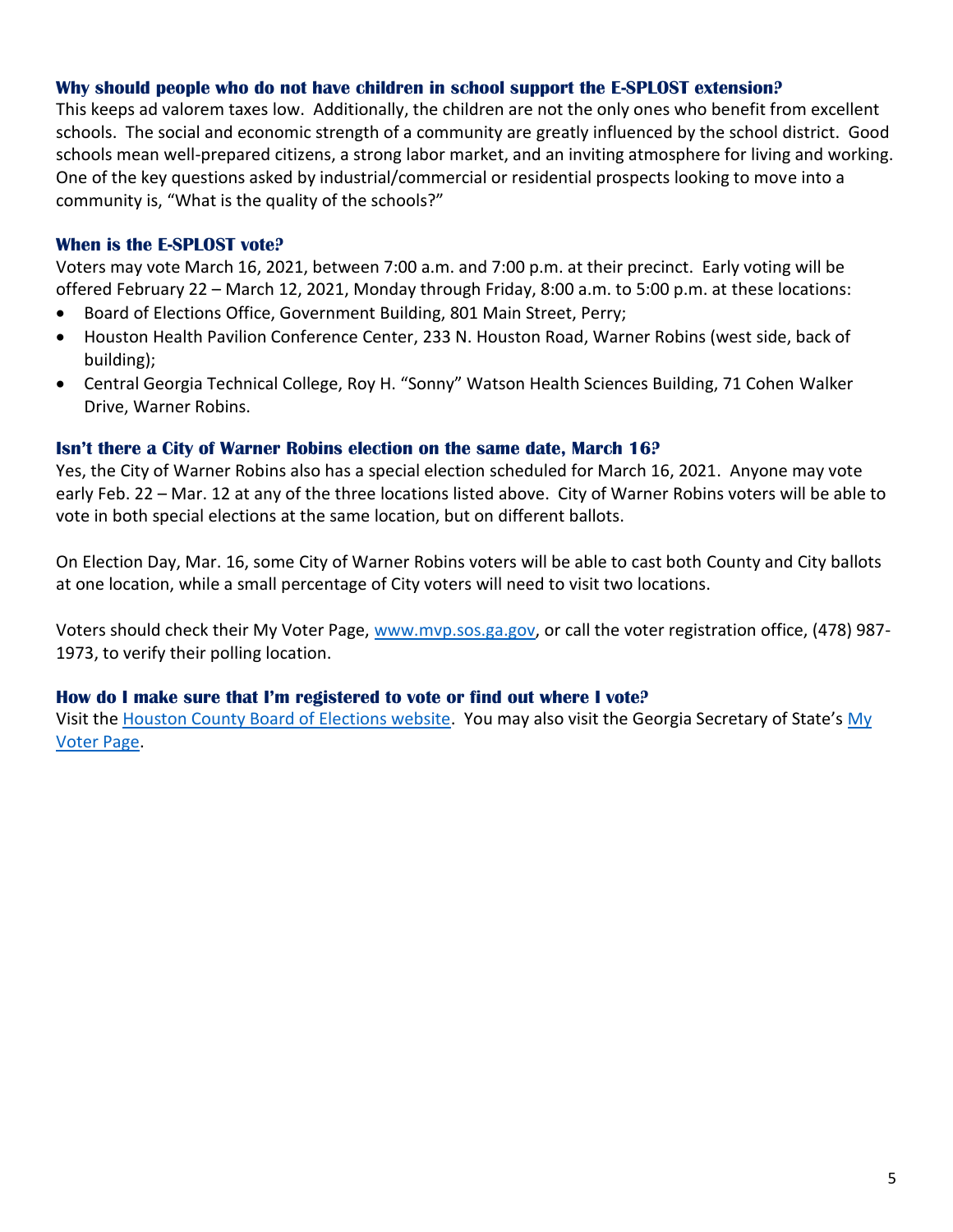### Why should people who do not have children in school support the E-SPLOST extension?

This keeps ad valorem taxes low. Additionally, the children are not the only ones who benefit from excellent schools. The social and economic strength of a community are greatly influenced by the school district. Good schools mean well-prepared citizens, a strong labor market, and an inviting atmosphere for living and working. One of the key questions asked by industrial/commercial or residential prospects looking to move into a community is, "What is the quality of the schools?"

### When is the E-SPLOST vote?

Voters may vote March 16, 2021, between 7:00 a.m. and 7:00 p.m. at their precinct. Early voting will be offered February 22 – March 12, 2021, Monday through Friday, 8:00 a.m. to 5:00 p.m. at these locations:

- Board of Elections Office, Government Building, 801 Main Street, Perry;
- Houston Health Pavilion Conference Center, 233 N. Houston Road, Warner Robins (west side, back of building);
- Central Georgia Technical College, Roy H. "Sonny" Watson Health Sciences Building, 71 Cohen Walker Drive, Warner Robins.

### Isn't there a City of Warner Robins election on the same date, March 16?

Yes, the City of Warner Robins also has a special election scheduled for March 16, 2021. Anyone may vote early Feb. 22 – Mar. 12 at any of the three locations listed above. City of Warner Robins voters will be able to vote in both special elections at the same location, but on different ballots.

On Election Day, Mar. 16, some City of Warner Robins voters will be able to cast both County and City ballots at one location, while a small percentage of City voters will need to visit two locations.

Voters should check their My Voter Page, [www.mvp.sos.ga.gov](http://www.mvp.sos.ga.gov), or call the voter registration office, (478) 987-1973, to verify their polling location.

### How do I make sure that I'm registered to vote or find out where I vote?

Visit the Houston County Board of Elections website. You may also visit the Georgia Secretary of State's My Voter Page.